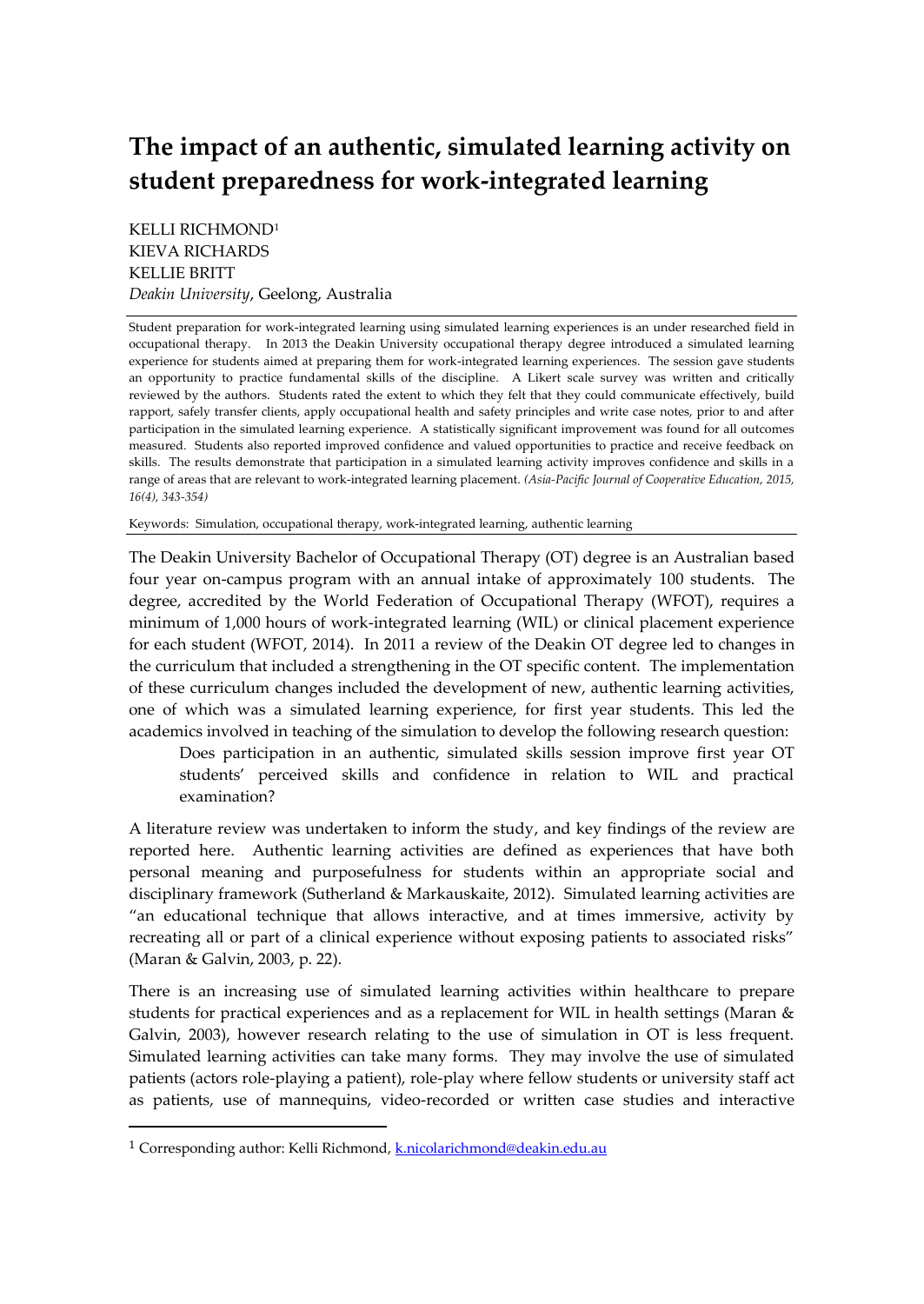# The impact of an authentic, simulated learning activity on student preparedness for work-integrated learning

KELLI RICHMOND[1]
KIEVA RICHARDS
KELLIE BRITT
*Deakin University*, Geelong, Australia

Student preparation for work-integrated learning using simulated learning experiences is an under researched field in occupational therapy. In 2013 the Deakin University occupational therapy degree introduced a simulated learning experience for students aimed at preparing them for work-integrated learning experiences. The session gave students an opportunity to practice fundamental skills of the discipline. A Likert scale survey was written and critically reviewed by the authors. Students rated the extent to which they felt that they could communicate effectively, build rapport, safely transfer clients, apply occupational health and safety principles and write case notes, prior to and after participation in the simulated learning experience. A statistically significant improvement was found for all outcomes measured. Students also reported improved confidence and valued opportunities to practice and receive feedback on skills. The results demonstrate that participation in a simulated learning activity improves confidence and skills in a range of areas that are relevant to work-integrated learning placement. *(Asia-Pacific Journal of Cooperative Education, 2015, 16(4), 343-354)*

Keywords: Simulation, occupational therapy, work-integrated learning, authentic learning

The Deakin University Bachelor of Occupational Therapy (OT) degree is an Australian based four year on-campus program with an annual intake of approximately 100 students. The degree, accredited by the World Federation of Occupational Therapy (WFOT), requires a minimum of 1,000 hours of work-integrated learning (WIL) or clinical placement experience for each student (WFOT, 2014). In 2011 a review of the Deakin OT degree led to changes in the curriculum that included a strengthening in the OT specific content. The implementation of these curriculum changes included the development of new, authentic learning activities, one of which was a simulated learning experience, for first year students. This led the academics involved in teaching of the simulation to develop the following research question:

> Does participation in an authentic, simulated skills session improve first year OT students' perceived skills and confidence in relation to WIL and practical examination?

A literature review was undertaken to inform the study, and key findings of the review are reported here. Authentic learning activities are defined as experiences that have both personal meaning and purposefulness for students within an appropriate social and disciplinary framework (Sutherland & Markauskaite, 2012). Simulated learning activities are "an educational technique that allows interactive, and at times immersive, activity by recreating all or part of a clinical experience without exposing patients to associated risks" (Maran & Galvin, 2003, p. 22).

There is an increasing use of simulated learning activities within healthcare to prepare students for practical experiences and as a replacement for WIL in health settings (Maran & Galvin, 2003), however research relating to the use of simulation in OT is less frequent. Simulated learning activities can take many forms. They may involve the use of simulated patients (actors role-playing a patient), role-play where fellow students or university staff act as patients, use of mannequins, video-recorded or written case studies and interactive

[1] Corresponding author: Kelli Richmond, k.nicolarichmond@deakin.edu.au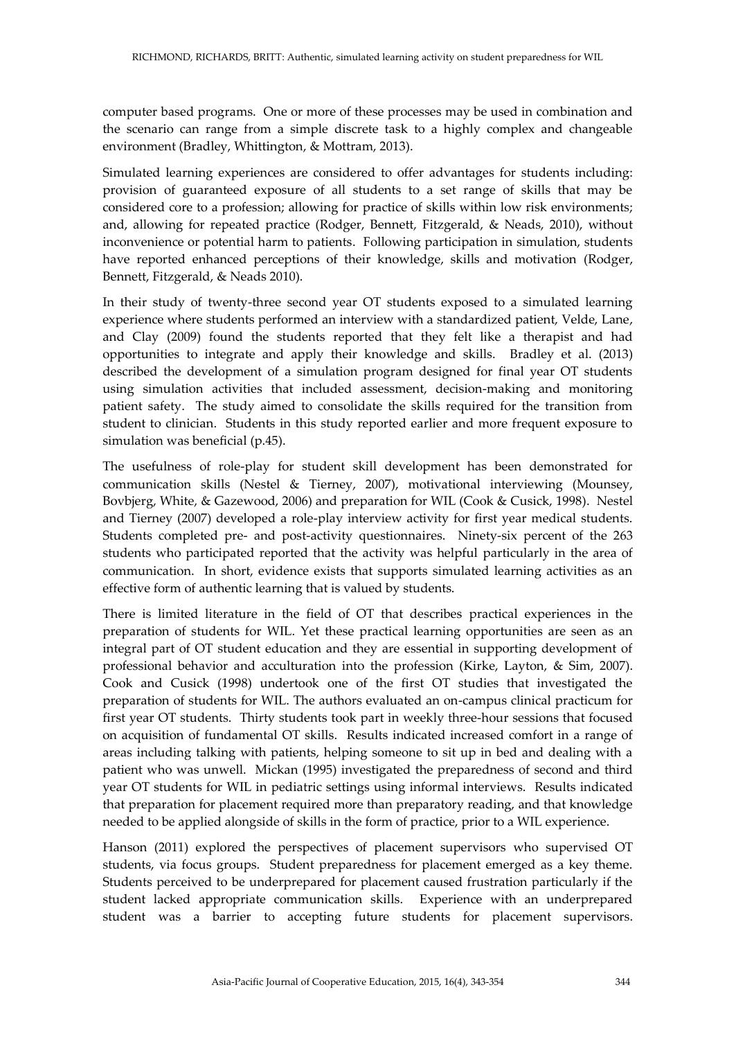computer based programs. One or more of these processes may be used in combination and the scenario can range from a simple discrete task to a highly complex and changeable environment (Bradley, Whittington, & Mottram, 2013).

Simulated learning experiences are considered to offer advantages for students including: provision of guaranteed exposure of all students to a set range of skills that may be considered core to a profession; allowing for practice of skills within low risk environments; and, allowing for repeated practice (Rodger, Bennett, Fitzgerald, & Neads, 2010), without inconvenience or potential harm to patients. Following participation in simulation, students have reported enhanced perceptions of their knowledge, skills and motivation (Rodger, Bennett, Fitzgerald, & Neads 2010).

In their study of twenty-three second year OT students exposed to a simulated learning experience where students performed an interview with a standardized patient, Velde, Lane, and Clay (2009) found the students reported that they felt like a therapist and had opportunities to integrate and apply their knowledge and skills. Bradley et al. (2013) described the development of a simulation program designed for final year OT students using simulation activities that included assessment, decision-making and monitoring patient safety. The study aimed to consolidate the skills required for the transition from student to clinician. Students in this study reported earlier and more frequent exposure to simulation was beneficial (p.45).

The usefulness of role-play for student skill development has been demonstrated for communication skills (Nestel & Tierney, 2007), motivational interviewing (Mounsey, Bovbjerg, White, & Gazewood, 2006) and preparation for WIL (Cook & Cusick, 1998). Nestel and Tierney (2007) developed a role-play interview activity for first year medical students. Students completed pre- and post-activity questionnaires. Ninety-six percent of the 263 students who participated reported that the activity was helpful particularly in the area of communication. In short, evidence exists that supports simulated learning activities as an effective form of authentic learning that is valued by students.

There is limited literature in the field of OT that describes practical experiences in the preparation of students for WIL. Yet these practical learning opportunities are seen as an integral part of OT student education and they are essential in supporting development of professional behavior and acculturation into the profession (Kirke, Layton, & Sim, 2007). Cook and Cusick (1998) undertook one of the first OT studies that investigated the preparation of students for WIL. The authors evaluated an on-campus clinical practicum for first year OT students. Thirty students took part in weekly three-hour sessions that focused on acquisition of fundamental OT skills. Results indicated increased comfort in a range of areas including talking with patients, helping someone to sit up in bed and dealing with a patient who was unwell. Mickan (1995) investigated the preparedness of second and third year OT students for WIL in pediatric settings using informal interviews. Results indicated that preparation for placement required more than preparatory reading, and that knowledge needed to be applied alongside of skills in the form of practice, prior to a WIL experience.

Hanson (2011) explored the perspectives of placement supervisors who supervised OT students, via focus groups. Student preparedness for placement emerged as a key theme. Students perceived to be underprepared for placement caused frustration particularly if the student lacked appropriate communication skills. Experience with an underprepared student was a barrier to accepting future students for placement supervisors.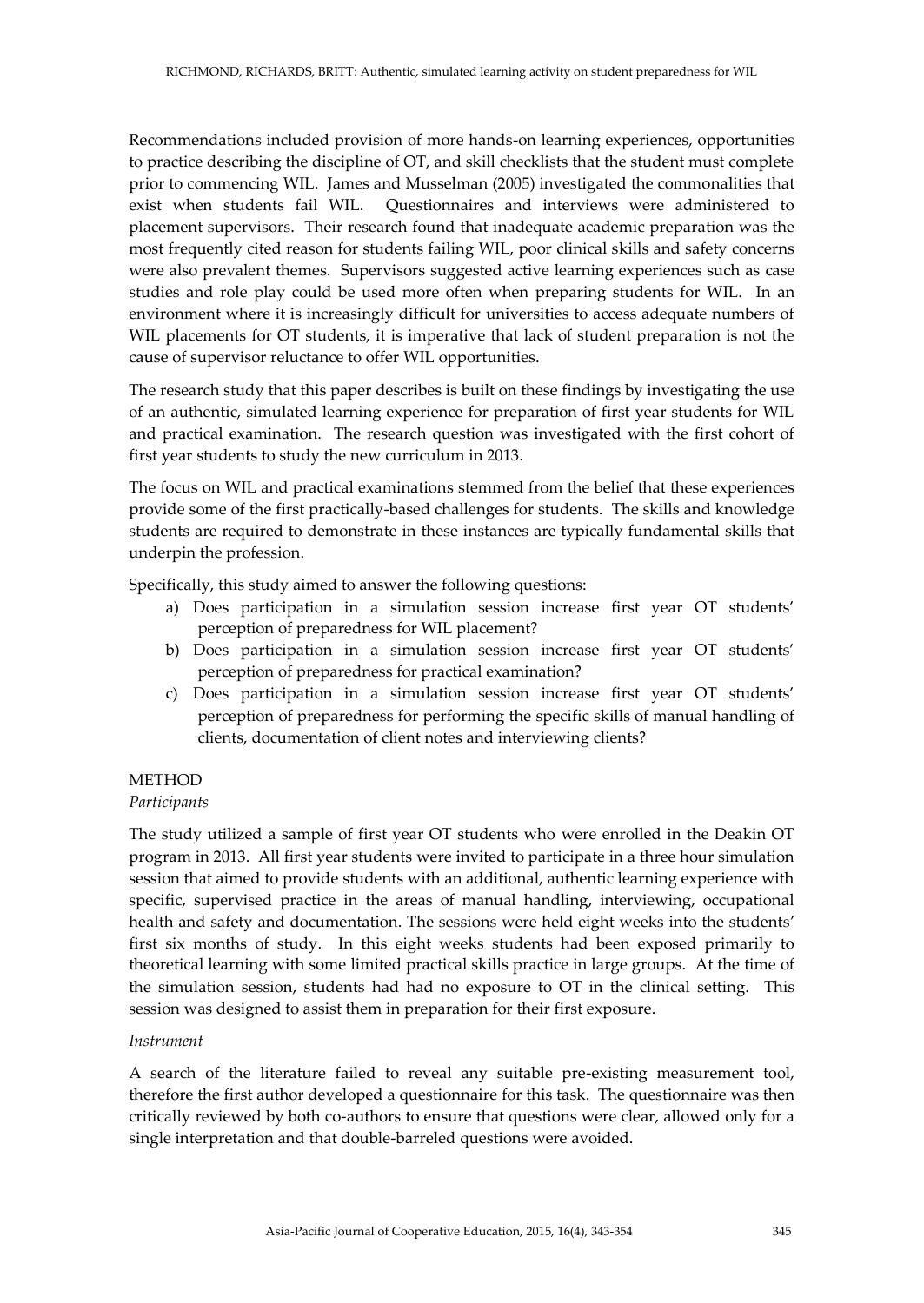Recommendations included provision of more hands-on learning experiences, opportunities to practice describing the discipline of OT, and skill checklists that the student must complete prior to commencing WIL. James and Musselman (2005) investigated the commonalities that exist when students fail WIL. Questionnaires and interviews were administered to placement supervisors. Their research found that inadequate academic preparation was the most frequently cited reason for students failing WIL, poor clinical skills and safety concerns were also prevalent themes. Supervisors suggested active learning experiences such as case studies and role play could be used more often when preparing students for WIL. In an environment where it is increasingly difficult for universities to access adequate numbers of WIL placements for OT students, it is imperative that lack of student preparation is not the cause of supervisor reluctance to offer WIL opportunities.

The research study that this paper describes is built on these findings by investigating the use of an authentic, simulated learning experience for preparation of first year students for WIL and practical examination. The research question was investigated with the first cohort of first year students to study the new curriculum in 2013.

The focus on WIL and practical examinations stemmed from the belief that these experiences provide some of the first practically-based challenges for students. The skills and knowledge students are required to demonstrate in these instances are typically fundamental skills that underpin the profession.

Specifically, this study aimed to answer the following questions:

a) Does participation in a simulation session increase first year OT students' perception of preparedness for WIL placement?
b) Does participation in a simulation session increase first year OT students' perception of preparedness for practical examination?
c) Does participation in a simulation session increase first year OT students' perception of preparedness for performing the specific skills of manual handling of clients, documentation of client notes and interviewing clients?

## METHOD

### *Participants*

The study utilized a sample of first year OT students who were enrolled in the Deakin OT program in 2013. All first year students were invited to participate in a three hour simulation session that aimed to provide students with an additional, authentic learning experience with specific, supervised practice in the areas of manual handling, interviewing, occupational health and safety and documentation. The sessions were held eight weeks into the students' first six months of study. In this eight weeks students had been exposed primarily to theoretical learning with some limited practical skills practice in large groups. At the time of the simulation session, students had had no exposure to OT in the clinical setting. This session was designed to assist them in preparation for their first exposure.

### *Instrument*

A search of the literature failed to reveal any suitable pre-existing measurement tool, therefore the first author developed a questionnaire for this task. The questionnaire was then critically reviewed by both co-authors to ensure that questions were clear, allowed only for a single interpretation and that double-barreled questions were avoided.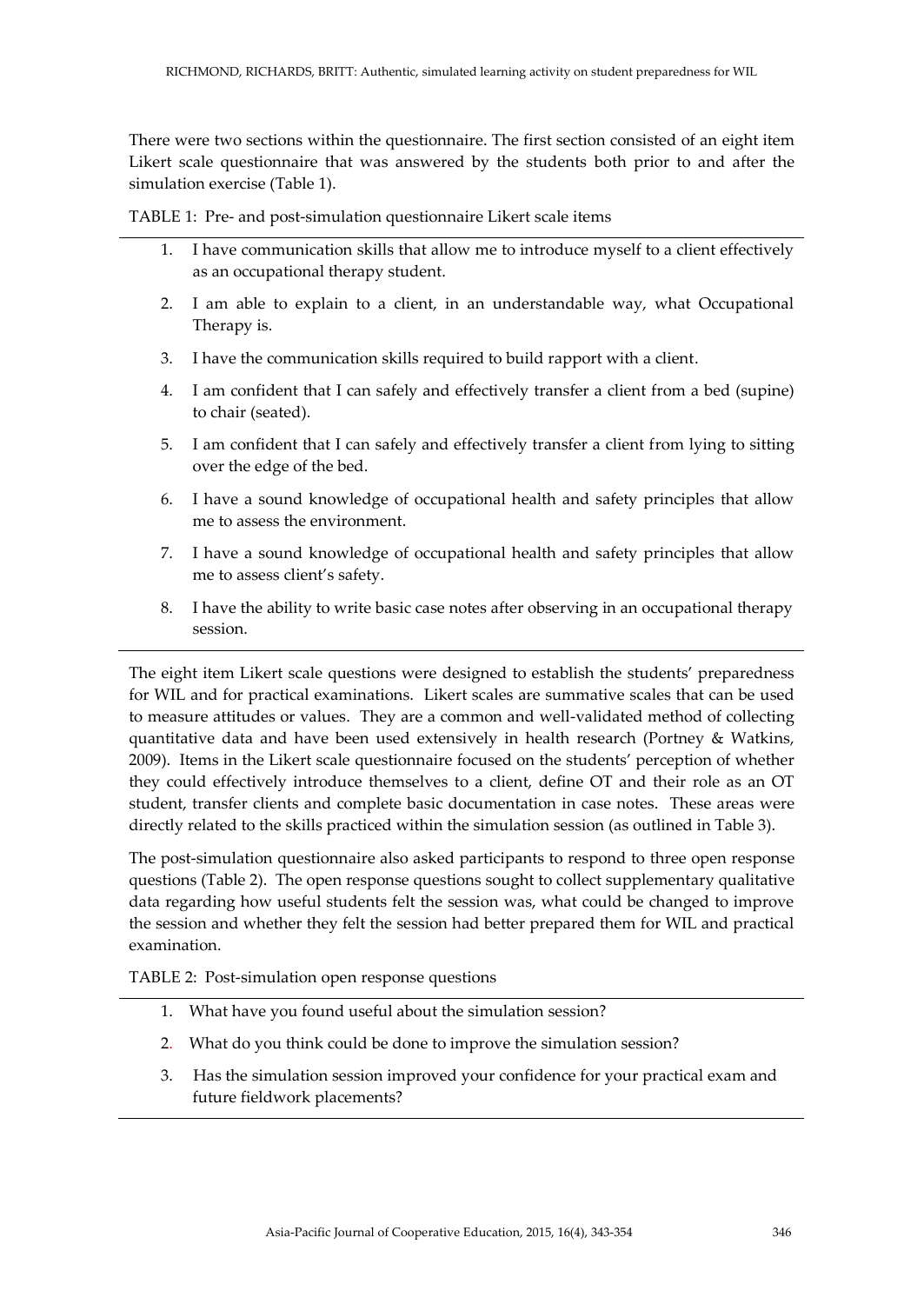There were two sections within the questionnaire. The first section consisted of an eight item Likert scale questionnaire that was answered by the students both prior to and after the simulation exercise (Table 1).

TABLE 1: Pre- and post-simulation questionnaire Likert scale items

1. I have communication skills that allow me to introduce myself to a client effectively as an occupational therapy student.
2. I am able to explain to a client, in an understandable way, what Occupational Therapy is.
3. I have the communication skills required to build rapport with a client.
4. I am confident that I can safely and effectively transfer a client from a bed (supine) to chair (seated).
5. I am confident that I can safely and effectively transfer a client from lying to sitting over the edge of the bed.
6. I have a sound knowledge of occupational health and safety principles that allow me to assess the environment.
7. I have a sound knowledge of occupational health and safety principles that allow me to assess client's safety.
8. I have the ability to write basic case notes after observing in an occupational therapy session.

The eight item Likert scale questions were designed to establish the students' preparedness for WIL and for practical examinations. Likert scales are summative scales that can be used to measure attitudes or values. They are a common and well-validated method of collecting quantitative data and have been used extensively in health research (Portney & Watkins, 2009). Items in the Likert scale questionnaire focused on the students' perception of whether they could effectively introduce themselves to a client, define OT and their role as an OT student, transfer clients and complete basic documentation in case notes. These areas were directly related to the skills practiced within the simulation session (as outlined in Table 3).

The post-simulation questionnaire also asked participants to respond to three open response questions (Table 2). The open response questions sought to collect supplementary qualitative data regarding how useful students felt the session was, what could be changed to improve the session and whether they felt the session had better prepared them for WIL and practical examination.

TABLE 2: Post-simulation open response questions

1. What have you found useful about the simulation session?
2. What do you think could be done to improve the simulation session?
3. Has the simulation session improved your confidence for your practical exam and future fieldwork placements?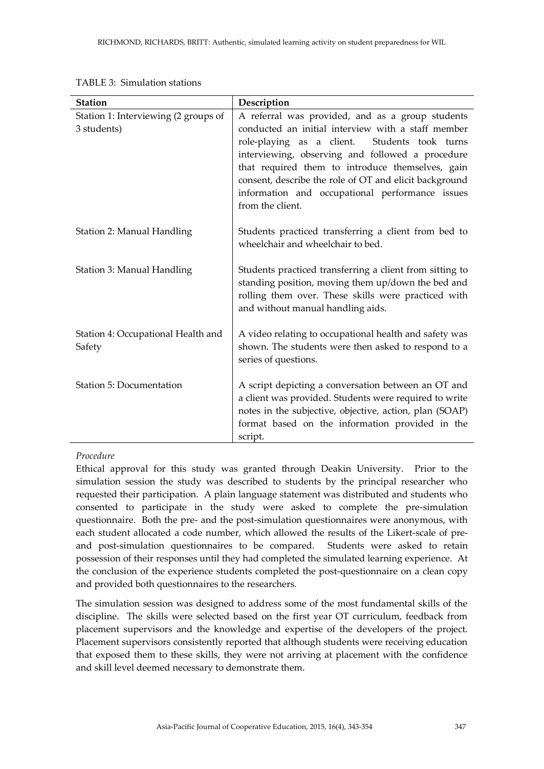TABLE 3: Simulation stations

| Station | Description |
|---|---|
| Station 1: Interviewing (2 groups of 3 students) | A referral was provided, and as a group students conducted an initial interview with a staff member role-playing as a client. Students took turns interviewing, observing and followed a procedure that required them to introduce themselves, gain consent, describe the role of OT and elicit background information and occupational performance issues from the client. |
| Station 2: Manual Handling | Students practiced transferring a client from bed to wheelchair and wheelchair to bed. |
| Station 3: Manual Handling | Students practiced transferring a client from sitting to standing position, moving them up/down the bed and rolling them over. These skills were practiced with and without manual handling aids. |
| Station 4: Occupational Health and Safety | A video relating to occupational health and safety was shown. The students were then asked to respond to a series of questions. |
| Station 5: Documentation | A script depicting a conversation between an OT and a client was provided. Students were required to write notes in the subjective, objective, action, plan (SOAP) format based on the information provided in the script. |

*Procedure*

Ethical approval for this study was granted through Deakin University. Prior to the simulation session the study was described to students by the principal researcher who requested their participation. A plain language statement was distributed and students who consented to participate in the study were asked to complete the pre-simulation questionnaire. Both the pre- and the post-simulation questionnaires were anonymous, with each student allocated a code number, which allowed the results of the Likert-scale of pre- and post-simulation questionnaires to be compared. Students were asked to retain possession of their responses until they had completed the simulated learning experience. At the conclusion of the experience students completed the post-questionnaire on a clean copy and provided both questionnaires to the researchers.

The simulation session was designed to address some of the most fundamental skills of the discipline. The skills were selected based on the first year OT curriculum, feedback from placement supervisors and the knowledge and expertise of the developers of the project. Placement supervisors consistently reported that although students were receiving education that exposed them to these skills, they were not arriving at placement with the confidence and skill level deemed necessary to demonstrate them.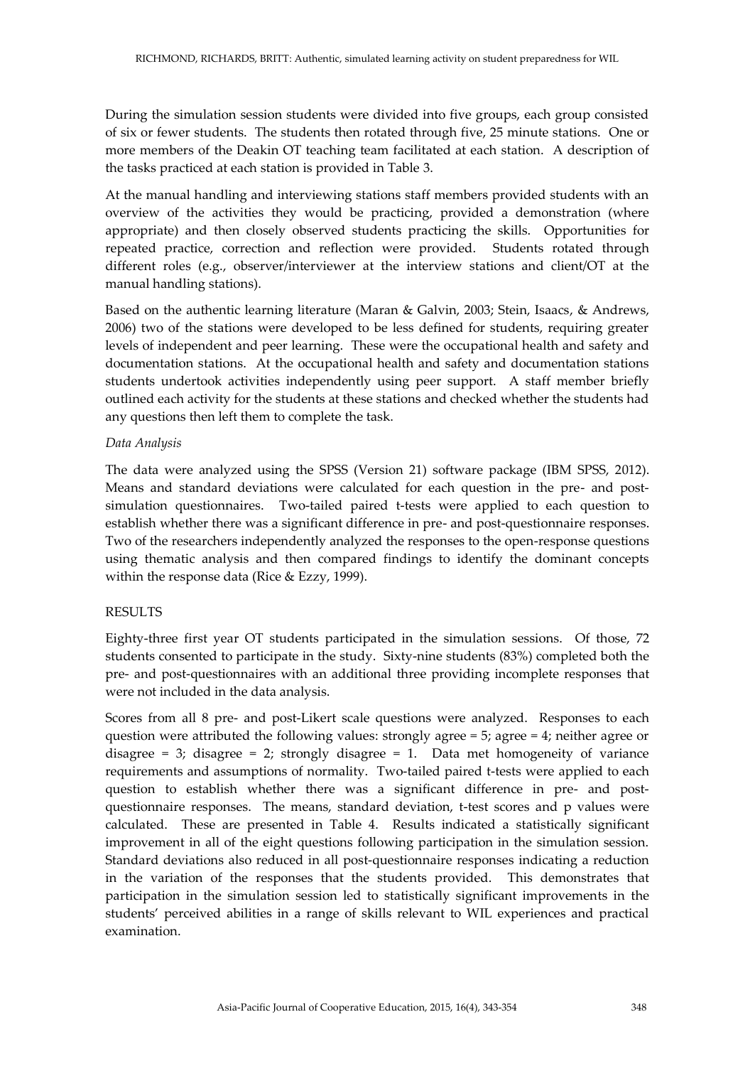During the simulation session students were divided into five groups, each group consisted of six or fewer students. The students then rotated through five, 25 minute stations. One or more members of the Deakin OT teaching team facilitated at each station. A description of the tasks practiced at each station is provided in Table 3.

At the manual handling and interviewing stations staff members provided students with an overview of the activities they would be practicing, provided a demonstration (where appropriate) and then closely observed students practicing the skills. Opportunities for repeated practice, correction and reflection were provided. Students rotated through different roles (e.g., observer/interviewer at the interview stations and client/OT at the manual handling stations).

Based on the authentic learning literature (Maran & Galvin, 2003; Stein, Isaacs, & Andrews, 2006) two of the stations were developed to be less defined for students, requiring greater levels of independent and peer learning. These were the occupational health and safety and documentation stations. At the occupational health and safety and documentation stations students undertook activities independently using peer support. A staff member briefly outlined each activity for the students at these stations and checked whether the students had any questions then left them to complete the task.

*Data Analysis*

The data were analyzed using the SPSS (Version 21) software package (IBM SPSS, 2012). Means and standard deviations were calculated for each question in the pre- and post-simulation questionnaires. Two-tailed paired t-tests were applied to each question to establish whether there was a significant difference in pre- and post-questionnaire responses. Two of the researchers independently analyzed the responses to the open-response questions using thematic analysis and then compared findings to identify the dominant concepts within the response data (Rice & Ezzy, 1999).

RESULTS

Eighty-three first year OT students participated in the simulation sessions. Of those, 72 students consented to participate in the study. Sixty-nine students (83%) completed both the pre- and post-questionnaires with an additional three providing incomplete responses that were not included in the data analysis.

Scores from all 8 pre- and post-Likert scale questions were analyzed. Responses to each question were attributed the following values: strongly agree = 5; agree = 4; neither agree or disagree = 3; disagree = 2; strongly disagree = 1. Data met homogeneity of variance requirements and assumptions of normality. Two-tailed paired t-tests were applied to each question to establish whether there was a significant difference in pre- and post-questionnaire responses. The means, standard deviation, t-test scores and p values were calculated. These are presented in Table 4. Results indicated a statistically significant improvement in all of the eight questions following participation in the simulation session. Standard deviations also reduced in all post-questionnaire responses indicating a reduction in the variation of the responses that the students provided. This demonstrates that participation in the simulation session led to statistically significant improvements in the students' perceived abilities in a range of skills relevant to WIL experiences and practical examination.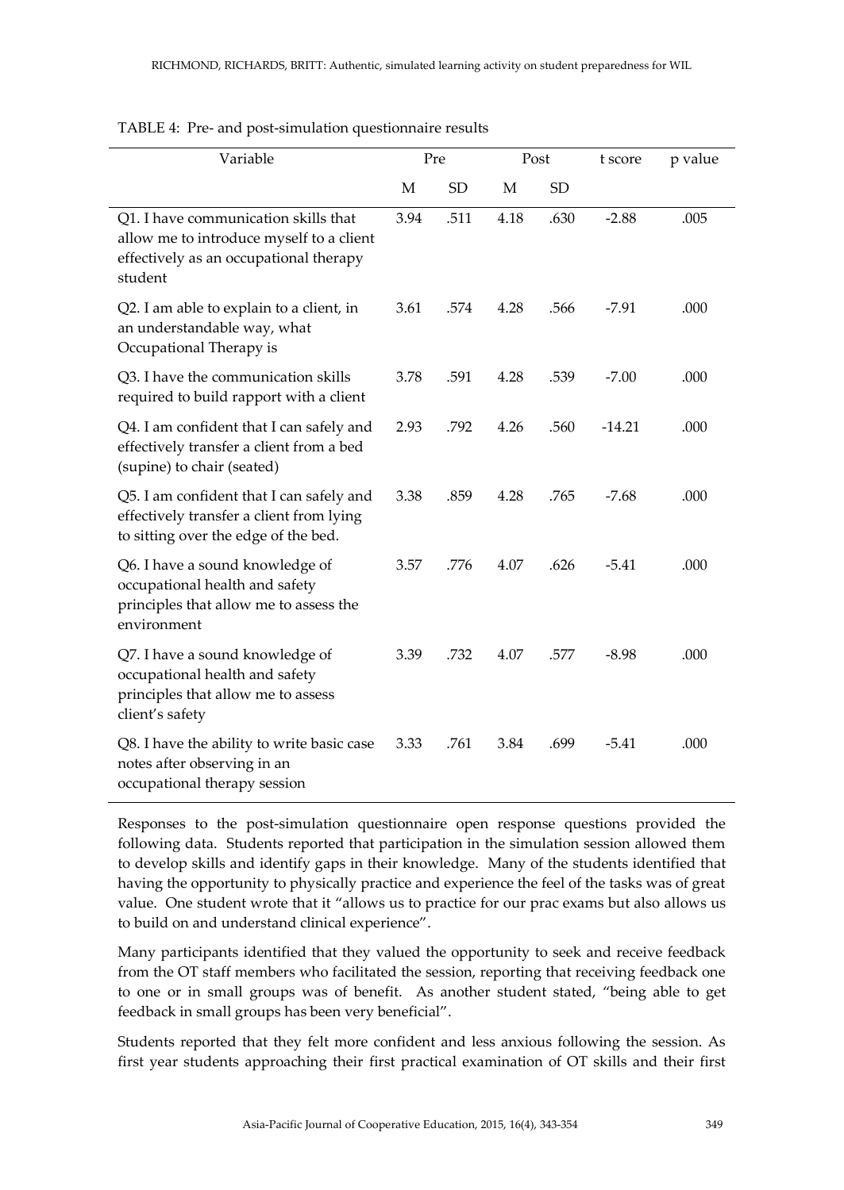TABLE 4: Pre- and post-simulation questionnaire results

| Variable | Pre | | Post | | t score | p value |
|---|---|---|---|---|---|---|
| | M | SD | M | SD | | |
| Q1. I have communication skills that allow me to introduce myself to a client effectively as an occupational therapy student | 3.94 | .511 | 4.18 | .630 | -2.88 | .005 |
| Q2. I am able to explain to a client, in an understandable way, what Occupational Therapy is | 3.61 | .574 | 4.28 | .566 | -7.91 | .000 |
| Q3. I have the communication skills required to build rapport with a client | 3.78 | .591 | 4.28 | .539 | -7.00 | .000 |
| Q4. I am confident that I can safely and effectively transfer a client from a bed (supine) to chair (seated) | 2.93 | .792 | 4.26 | .560 | -14.21 | .000 |
| Q5. I am confident that I can safely and effectively transfer a client from lying to sitting over the edge of the bed. | 3.38 | .859 | 4.28 | .765 | -7.68 | .000 |
| Q6. I have a sound knowledge of occupational health and safety principles that allow me to assess the environment | 3.57 | .776 | 4.07 | .626 | -5.41 | .000 |
| Q7. I have a sound knowledge of occupational health and safety principles that allow me to assess client's safety | 3.39 | .732 | 4.07 | .577 | -8.98 | .000 |
| Q8. I have the ability to write basic case notes after observing in an occupational therapy session | 3.33 | .761 | 3.84 | .699 | -5.41 | .000 |

Responses to the post-simulation questionnaire open response questions provided the following data. Students reported that participation in the simulation session allowed them to develop skills and identify gaps in their knowledge. Many of the students identified that having the opportunity to physically practice and experience the feel of the tasks was of great value. One student wrote that it "allows us to practice for our prac exams but also allows us to build on and understand clinical experience".

Many participants identified that they valued the opportunity to seek and receive feedback from the OT staff members who facilitated the session, reporting that receiving feedback one to one or in small groups was of benefit. As another student stated, "being able to get feedback in small groups has been very beneficial".

Students reported that they felt more confident and less anxious following the session. As first year students approaching their first practical examination of OT skills and their first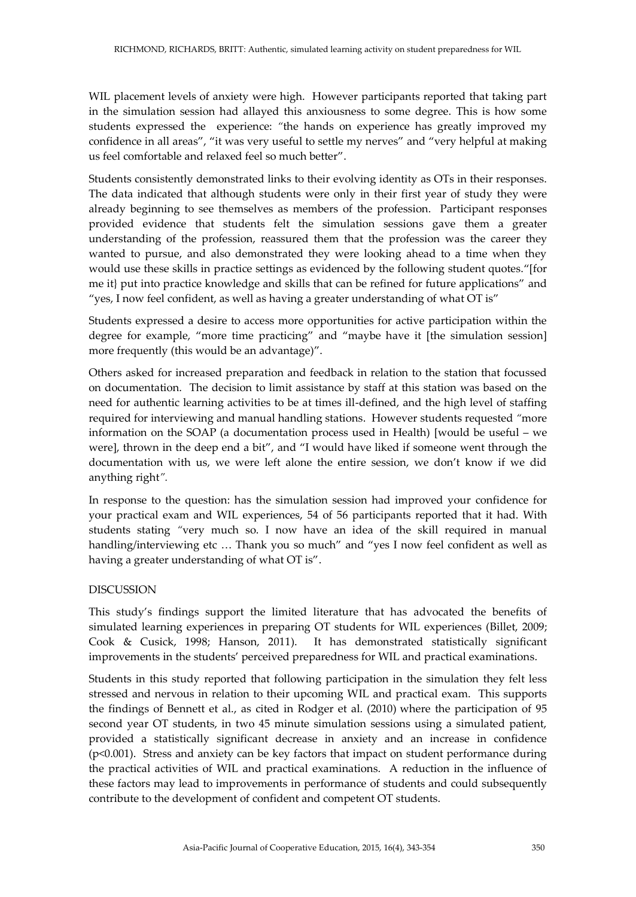WIL placement levels of anxiety were high. However participants reported that taking part in the simulation session had allayed this anxiousness to some degree. This is how some students expressed the experience: *"*the hands on experience has greatly improved my confidence in all areas", "it was very useful to settle my nerves" and "very helpful at making us feel comfortable and relaxed feel so much better".

Students consistently demonstrated links to their evolving identity as OTs in their responses. The data indicated that although students were only in their first year of study they were already beginning to see themselves as members of the profession. Participant responses provided evidence that students felt the simulation sessions gave them a greater understanding of the profession, reassured them that the profession was the career they wanted to pursue, and also demonstrated they were looking ahead to a time when they would use these skills in practice settings as evidenced by the following student quotes."[for me it} put into practice knowledge and skills that can be refined for future applications" and "yes, I now feel confident, as well as having a greater understanding of what OT is"

Students expressed a desire to access more opportunities for active participation within the degree for example, "more time practicing" and "maybe have it [the simulation session] more frequently (this would be an advantage)".

Others asked for increased preparation and feedback in relation to the station that focussed on documentation. The decision to limit assistance by staff at this station was based on the need for authentic learning activities to be at times ill-defined, and the high level of staffing required for interviewing and manual handling stations. However students requested *"*more information on the SOAP (a documentation process used in Health) [would be useful – we were], thrown in the deep end a bit", and "I would have liked if someone went through the documentation with us, we were left alone the entire session, we don't know if we did anything right*"*.

In response to the question: has the simulation session had improved your confidence for your practical exam and WIL experiences, 54 of 56 participants reported that it had. With students stating *"*very much so. I now have an idea of the skill required in manual handling/interviewing etc … Thank you so much" and "yes I now feel confident as well as having a greater understanding of what OT is".

## DISCUSSION

This study's findings support the limited literature that has advocated the benefits of simulated learning experiences in preparing OT students for WIL experiences (Billet, 2009; Cook & Cusick, 1998; Hanson, 2011). It has demonstrated statistically significant improvements in the students' perceived preparedness for WIL and practical examinations.

Students in this study reported that following participation in the simulation they felt less stressed and nervous in relation to their upcoming WIL and practical exam. This supports the findings of Bennett et al., as cited in Rodger et al. (2010) where the participation of 95 second year OT students, in two 45 minute simulation sessions using a simulated patient, provided a statistically significant decrease in anxiety and an increase in confidence ($p<0.001$). Stress and anxiety can be key factors that impact on student performance during the practical activities of WIL and practical examinations. A reduction in the influence of these factors may lead to improvements in performance of students and could subsequently contribute to the development of confident and competent OT students.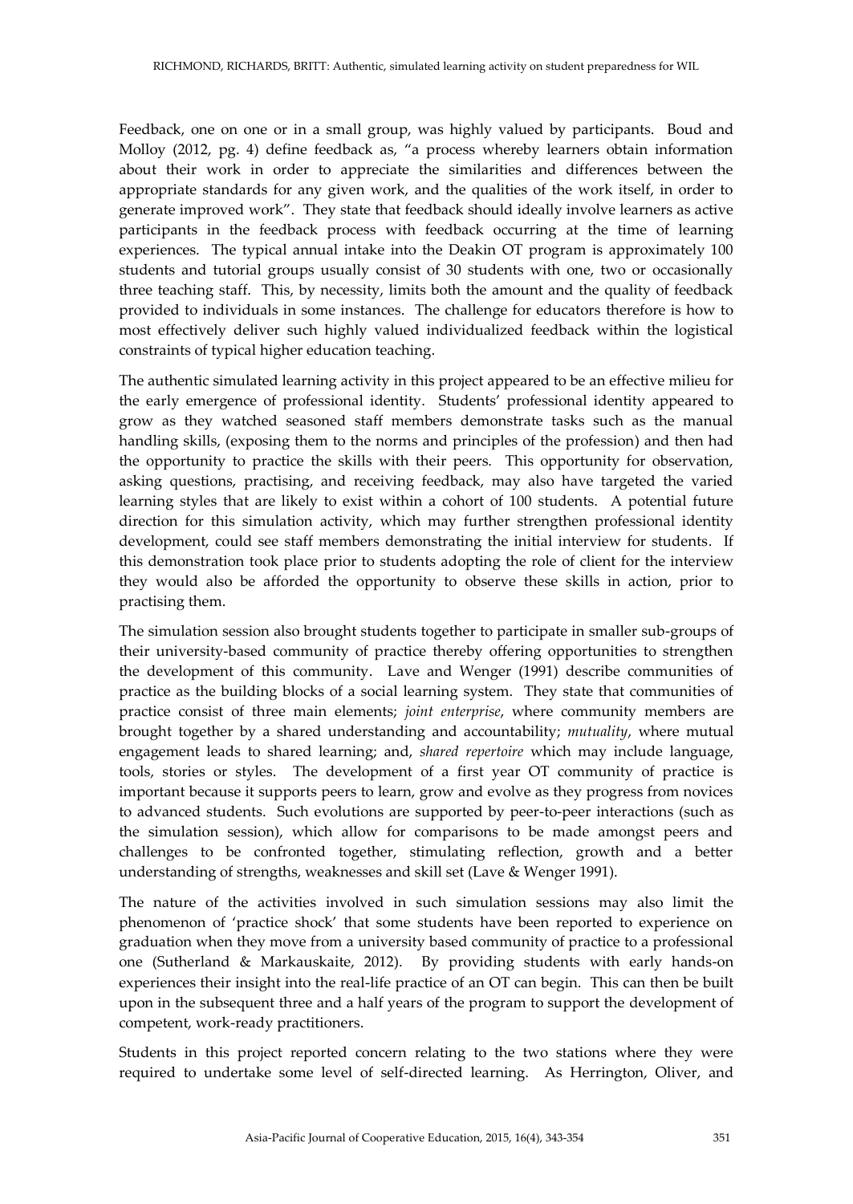Feedback, one on one or in a small group, was highly valued by participants. Boud and Molloy (2012, pg. 4) define feedback as, "a process whereby learners obtain information about their work in order to appreciate the similarities and differences between the appropriate standards for any given work, and the qualities of the work itself, in order to generate improved work". They state that feedback should ideally involve learners as active participants in the feedback process with feedback occurring at the time of learning experiences. The typical annual intake into the Deakin OT program is approximately 100 students and tutorial groups usually consist of 30 students with one, two or occasionally three teaching staff. This, by necessity, limits both the amount and the quality of feedback provided to individuals in some instances. The challenge for educators therefore is how to most effectively deliver such highly valued individualized feedback within the logistical constraints of typical higher education teaching.

The authentic simulated learning activity in this project appeared to be an effective milieu for the early emergence of professional identity. Students' professional identity appeared to grow as they watched seasoned staff members demonstrate tasks such as the manual handling skills, (exposing them to the norms and principles of the profession) and then had the opportunity to practice the skills with their peers. This opportunity for observation, asking questions, practising, and receiving feedback, may also have targeted the varied learning styles that are likely to exist within a cohort of 100 students. A potential future direction for this simulation activity, which may further strengthen professional identity development, could see staff members demonstrating the initial interview for students. If this demonstration took place prior to students adopting the role of client for the interview they would also be afforded the opportunity to observe these skills in action, prior to practising them.

The simulation session also brought students together to participate in smaller sub-groups of their university-based community of practice thereby offering opportunities to strengthen the development of this community. Lave and Wenger (1991) describe communities of practice as the building blocks of a social learning system. They state that communities of practice consist of three main elements; *joint enterprise*, where community members are brought together by a shared understanding and accountability; *mutuality*, where mutual engagement leads to shared learning; and, *shared repertoire* which may include language, tools, stories or styles. The development of a first year OT community of practice is important because it supports peers to learn, grow and evolve as they progress from novices to advanced students. Such evolutions are supported by peer-to-peer interactions (such as the simulation session), which allow for comparisons to be made amongst peers and challenges to be confronted together, stimulating reflection, growth and a better understanding of strengths, weaknesses and skill set (Lave & Wenger 1991).

The nature of the activities involved in such simulation sessions may also limit the phenomenon of 'practice shock' that some students have been reported to experience on graduation when they move from a university based community of practice to a professional one (Sutherland & Markauskaite, 2012). By providing students with early hands-on experiences their insight into the real-life practice of an OT can begin. This can then be built upon in the subsequent three and a half years of the program to support the development of competent, work-ready practitioners.

Students in this project reported concern relating to the two stations where they were required to undertake some level of self-directed learning. As Herrington, Oliver, and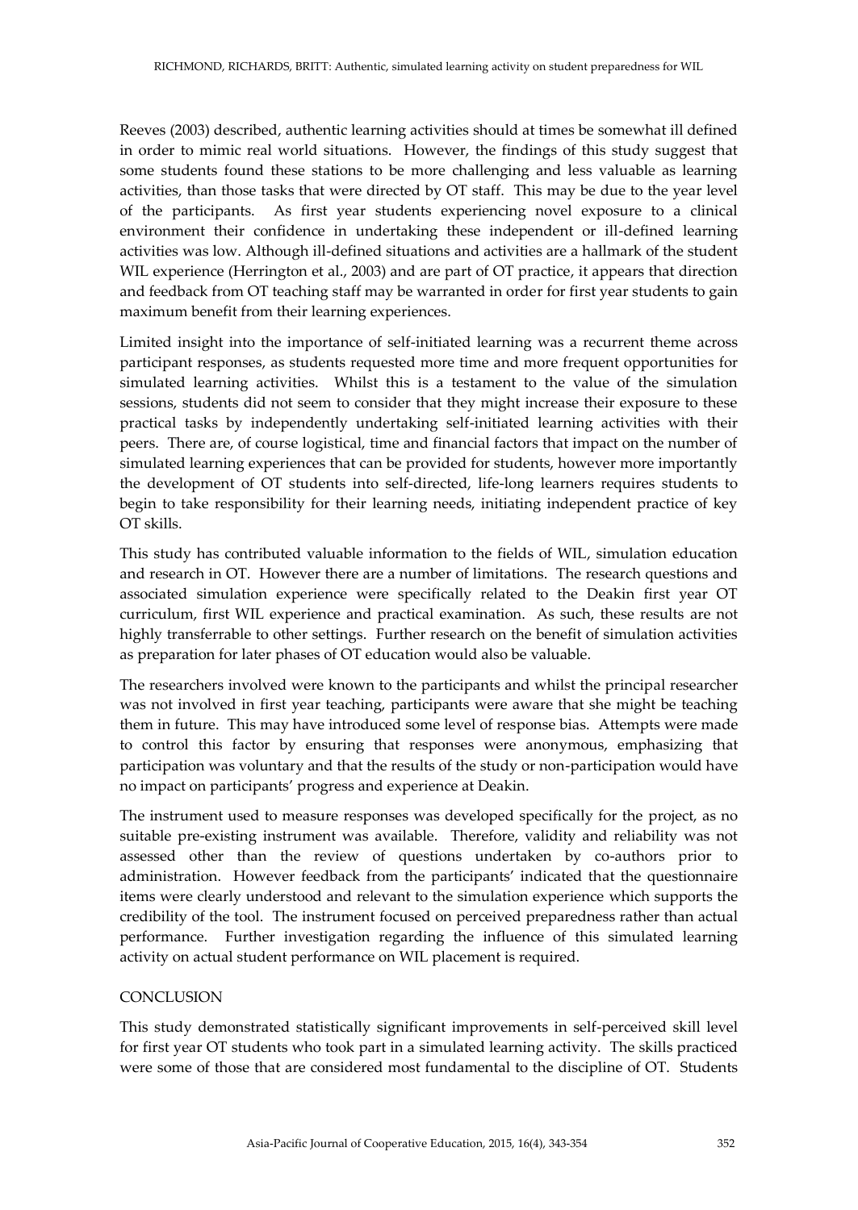Reeves (2003) described, authentic learning activities should at times be somewhat ill defined in order to mimic real world situations. However, the findings of this study suggest that some students found these stations to be more challenging and less valuable as learning activities, than those tasks that were directed by OT staff. This may be due to the year level of the participants. As first year students experiencing novel exposure to a clinical environment their confidence in undertaking these independent or ill-defined learning activities was low. Although ill-defined situations and activities are a hallmark of the student WIL experience (Herrington et al., 2003) and are part of OT practice, it appears that direction and feedback from OT teaching staff may be warranted in order for first year students to gain maximum benefit from their learning experiences.

Limited insight into the importance of self-initiated learning was a recurrent theme across participant responses, as students requested more time and more frequent opportunities for simulated learning activities. Whilst this is a testament to the value of the simulation sessions, students did not seem to consider that they might increase their exposure to these practical tasks by independently undertaking self-initiated learning activities with their peers. There are, of course logistical, time and financial factors that impact on the number of simulated learning experiences that can be provided for students, however more importantly the development of OT students into self-directed, life-long learners requires students to begin to take responsibility for their learning needs, initiating independent practice of key OT skills.

This study has contributed valuable information to the fields of WIL, simulation education and research in OT. However there are a number of limitations. The research questions and associated simulation experience were specifically related to the Deakin first year OT curriculum, first WIL experience and practical examination. As such, these results are not highly transferrable to other settings. Further research on the benefit of simulation activities as preparation for later phases of OT education would also be valuable.

The researchers involved were known to the participants and whilst the principal researcher was not involved in first year teaching, participants were aware that she might be teaching them in future. This may have introduced some level of response bias. Attempts were made to control this factor by ensuring that responses were anonymous, emphasizing that participation was voluntary and that the results of the study or non-participation would have no impact on participants' progress and experience at Deakin.

The instrument used to measure responses was developed specifically for the project, as no suitable pre-existing instrument was available. Therefore, validity and reliability was not assessed other than the review of questions undertaken by co-authors prior to administration. However feedback from the participants' indicated that the questionnaire items were clearly understood and relevant to the simulation experience which supports the credibility of the tool. The instrument focused on perceived preparedness rather than actual performance. Further investigation regarding the influence of this simulated learning activity on actual student performance on WIL placement is required.

## CONCLUSION

This study demonstrated statistically significant improvements in self-perceived skill level for first year OT students who took part in a simulated learning activity. The skills practiced were some of those that are considered most fundamental to the discipline of OT. Students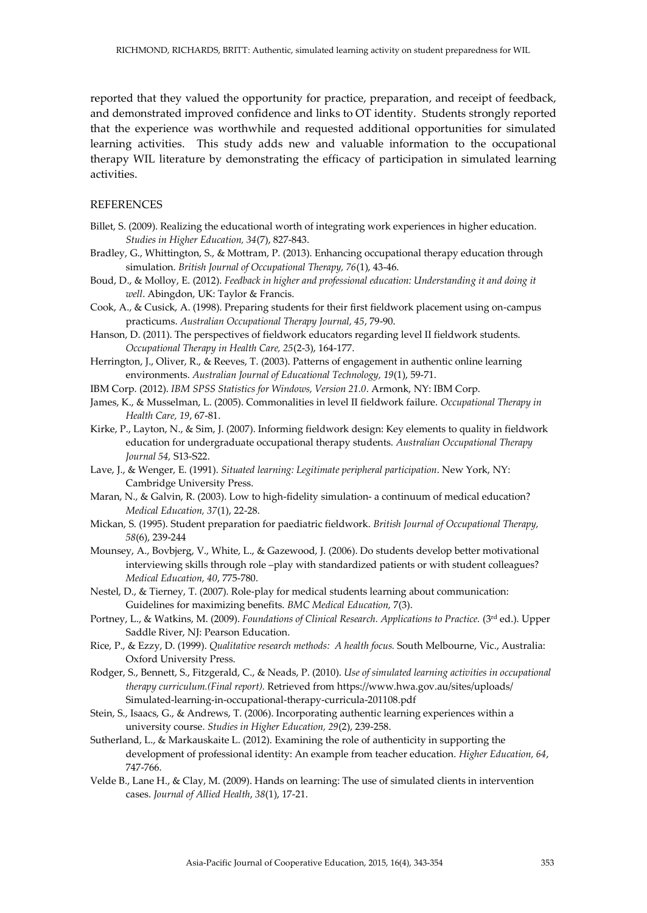reported that they valued the opportunity for practice, preparation, and receipt of feedback, and demonstrated improved confidence and links to OT identity. Students strongly reported that the experience was worthwhile and requested additional opportunities for simulated learning activities. This study adds new and valuable information to the occupational therapy WIL literature by demonstrating the efficacy of participation in simulated learning activities.

## REFERENCES

Billet, S. (2009). Realizing the educational worth of integrating work experiences in higher education. *Studies in Higher Education, 34*(7), 827-843.

Bradley, G., Whittington, S., & Mottram, P. (2013). Enhancing occupational therapy education through simulation. *British Journal of Occupational Therapy, 76*(1), 43-46.

Boud, D., & Molloy, E. (2012). *Feedback in higher and professional education: Understanding it and doing it well*. Abingdon, UK: Taylor & Francis.

Cook, A., & Cusick, A. (1998). Preparing students for their first fieldwork placement using on-campus practicums. *Australian Occupational Therapy Journal, 45*, 79-90.

Hanson, D. (2011). The perspectives of fieldwork educators regarding level II fieldwork students. *Occupational Therapy in Health Care, 25*(2-3), 164-177.

Herrington, J., Oliver, R., & Reeves, T. (2003). Patterns of engagement in authentic online learning environments. *Australian Journal of Educational Technology, 19*(1), 59-71.

IBM Corp. (2012). *IBM SPSS Statistics for Windows, Version 21.0*. Armonk, NY: IBM Corp.

James, K., & Musselman, L. (2005). Commonalities in level II fieldwork failure. *Occupational Therapy in Health Care, 19*, 67-81.

Kirke, P., Layton, N., & Sim, J. (2007). Informing fieldwork design: Key elements to quality in fieldwork education for undergraduate occupational therapy students. *Australian Occupational Therapy Journal 54,* S13-S22.

Lave, J., & Wenger, E. (1991). *Situated learning: Legitimate peripheral participation*. New York, NY: Cambridge University Press.

Maran, N., & Galvin, R. (2003). Low to high-fidelity simulation- a continuum of medical education? *Medical Education, 37*(1), 22-28.

Mickan, S. (1995). Student preparation for paediatric fieldwork. *British Journal of Occupational Therapy, 58*(6), 239-244

Mounsey, A., Bovbjerg, V., White, L., & Gazewood, J. (2006). Do students develop better motivational interviewing skills through role –play with standardized patients or with student colleagues? *Medical Education, 40*, 775-780.

Nestel, D., & Tierney, T. (2007). Role-play for medical students learning about communication: Guidelines for maximizing benefits. *BMC Medical Education,* 7(3).

Portney, L., & Watkins, M. (2009). *Foundations of Clinical Research. Applications to Practice.* (3rd ed.). Upper Saddle River, NJ: Pearson Education.

Rice, P., & Ezzy, D. (1999). *Qualitative research methods: A health focus.* South Melbourne, Vic., Australia: Oxford University Press.

Rodger, S., Bennett, S., Fitzgerald, C., & Neads, P. (2010). *Use of simulated learning activities in occupational therapy curriculum.(Final report).* Retrieved from https://www.hwa.gov.au/sites/uploads/ Simulated-learning-in-occupational-therapy-curricula-201108.pdf

Stein, S., Isaacs, G., & Andrews, T. (2006). Incorporating authentic learning experiences within a university course. *Studies in Higher Education, 29*(2), 239-258.

Sutherland, L., & Markauskaite L. (2012). Examining the role of authenticity in supporting the development of professional identity: An example from teacher education. *Higher Education, 64*, 747-766.

Velde B., Lane H., & Clay, M. (2009). Hands on learning: The use of simulated clients in intervention cases. *Journal of Allied Health*, *38*(1), 17-21.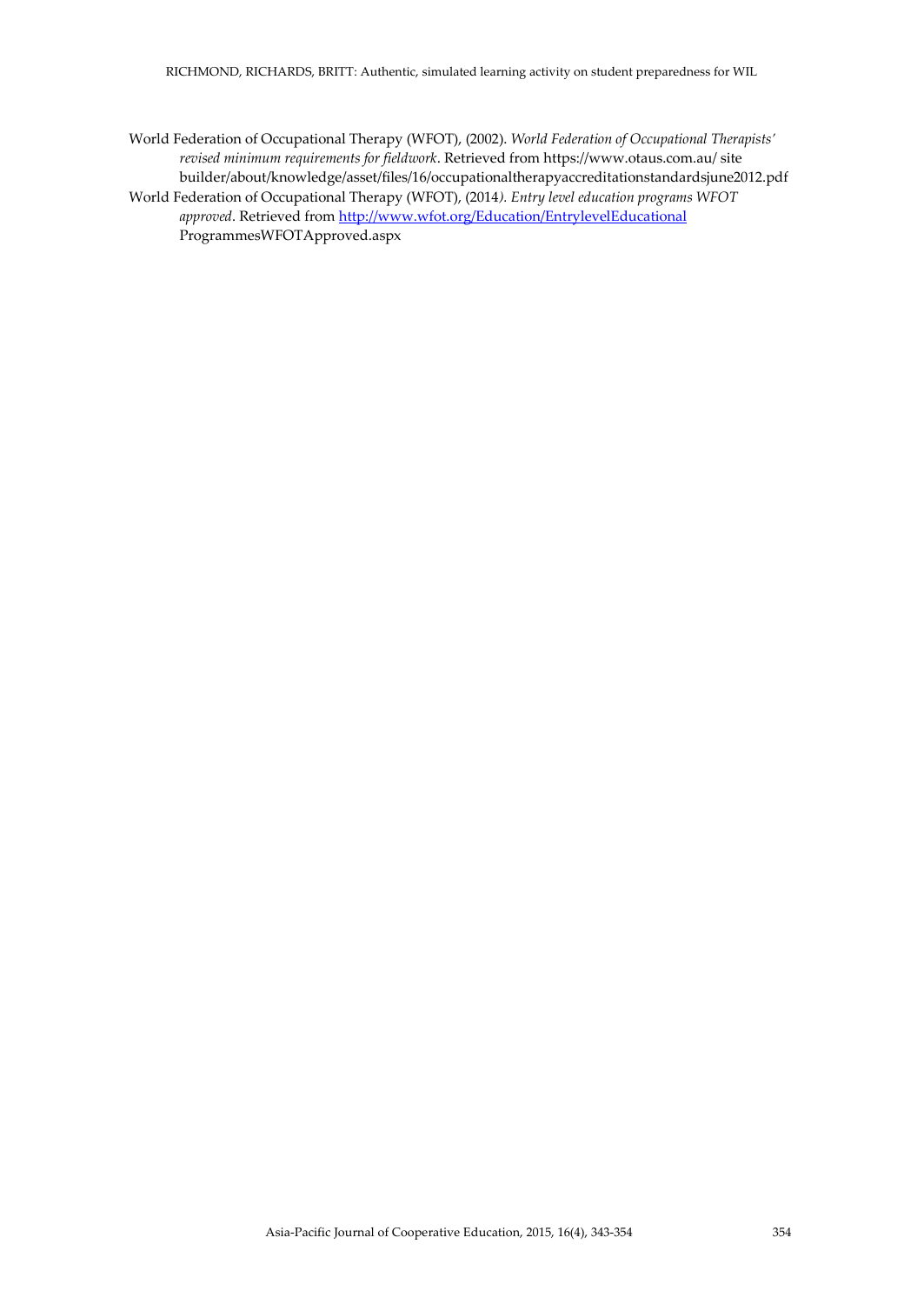World Federation of Occupational Therapy (WFOT), (2002). *World Federation of Occupational Therapists' revised minimum requirements for fieldwork*. Retrieved from https://www.otaus.com.au/ site builder/about/knowledge/asset/files/16/occupationaltherapyaccreditationstandardsjune2012.pdf

World Federation of Occupational Therapy (WFOT), (2014*). Entry level education programs WFOT approved*. Retrieved from http://www.wfot.org/Education/EntrylevelEducational ProgrammesWFOTApproved.aspx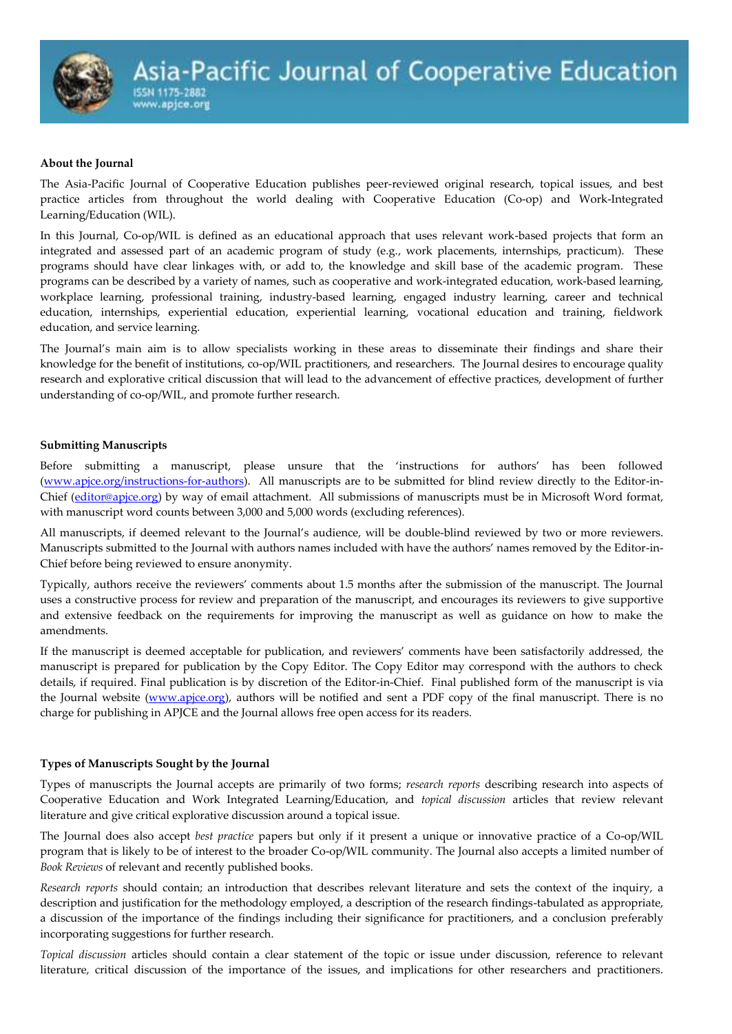# Asia-Pacific Journal of Cooperative Education

ISSN 1175-2882
www.apjce.org

**About the Journal**

The Asia-Pacific Journal of Cooperative Education publishes peer-reviewed original research, topical issues, and best practice articles from throughout the world dealing with Cooperative Education (Co-op) and Work-Integrated Learning/Education (WIL).

In this Journal, Co-op/WIL is defined as an educational approach that uses relevant work-based projects that form an integrated and assessed part of an academic program of study (e.g., work placements, internships, practicum). These programs should have clear linkages with, or add to, the knowledge and skill base of the academic program. These programs can be described by a variety of names, such as cooperative and work-integrated education, work-based learning, workplace learning, professional training, industry-based learning, engaged industry learning, career and technical education, internships, experiential education, experiential learning, vocational education and training, fieldwork education, and service learning.

The Journal's main aim is to allow specialists working in these areas to disseminate their findings and share their knowledge for the benefit of institutions, co-op/WIL practitioners, and researchers. The Journal desires to encourage quality research and explorative critical discussion that will lead to the advancement of effective practices, development of further understanding of co-op/WIL, and promote further research.

**Submitting Manuscripts**

Before submitting a manuscript, please unsure that the 'instructions for authors' has been followed (www.apjce.org/instructions-for-authors). All manuscripts are to be submitted for blind review directly to the Editor-in-Chief (editor@apjce.org) by way of email attachment. All submissions of manuscripts must be in Microsoft Word format, with manuscript word counts between 3,000 and 5,000 words (excluding references).

All manuscripts, if deemed relevant to the Journal's audience, will be double-blind reviewed by two or more reviewers. Manuscripts submitted to the Journal with authors names included with have the authors' names removed by the Editor-in-Chief before being reviewed to ensure anonymity.

Typically, authors receive the reviewers' comments about 1.5 months after the submission of the manuscript. The Journal uses a constructive process for review and preparation of the manuscript, and encourages its reviewers to give supportive and extensive feedback on the requirements for improving the manuscript as well as guidance on how to make the amendments.

If the manuscript is deemed acceptable for publication, and reviewers' comments have been satisfactorily addressed, the manuscript is prepared for publication by the Copy Editor. The Copy Editor may correspond with the authors to check details, if required. Final publication is by discretion of the Editor-in-Chief. Final published form of the manuscript is via the Journal website (www.apjce.org), authors will be notified and sent a PDF copy of the final manuscript. There is no charge for publishing in APJCE and the Journal allows free open access for its readers.

**Types of Manuscripts Sought by the Journal**

Types of manuscripts the Journal accepts are primarily of two forms; *research reports* describing research into aspects of Cooperative Education and Work Integrated Learning/Education, and *topical discussion* articles that review relevant literature and give critical explorative discussion around a topical issue.

The Journal does also accept *best practice* papers but only if it present a unique or innovative practice of a Co-op/WIL program that is likely to be of interest to the broader Co-op/WIL community. The Journal also accepts a limited number of *Book Reviews* of relevant and recently published books.

*Research reports* should contain; an introduction that describes relevant literature and sets the context of the inquiry, a description and justification for the methodology employed, a description of the research findings-tabulated as appropriate, a discussion of the importance of the findings including their significance for practitioners, and a conclusion preferably incorporating suggestions for further research.

*Topical discussion* articles should contain a clear statement of the topic or issue under discussion, reference to relevant literature, critical discussion of the importance of the issues, and implications for other researchers and practitioners.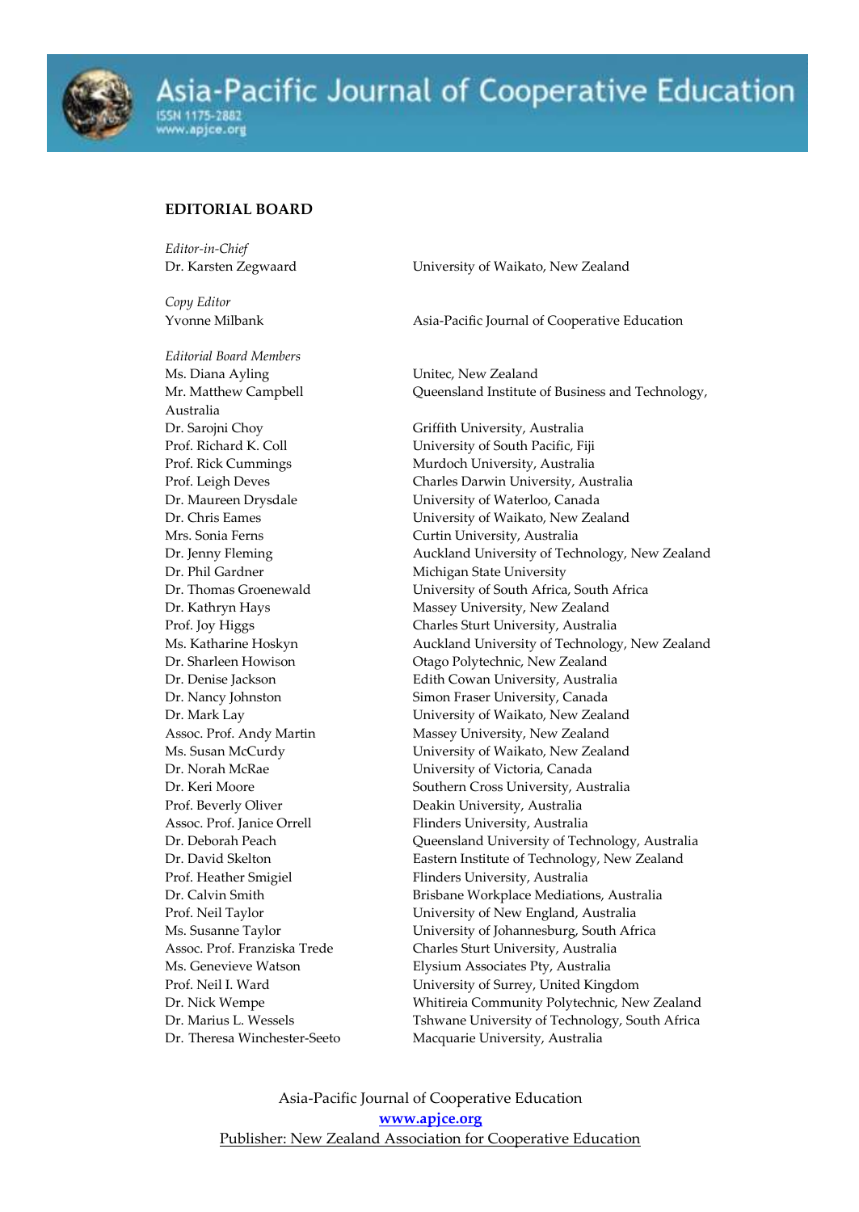# Asia-Pacific Journal of Cooperative Education

ISSN 1175-2882
www.apjce.org

**EDITORIAL BOARD**

| | |
|---|---|
| *Editor-in-Chief* | |
| Dr. Karsten Zegwaard | University of Waikato, New Zealand |
| *Copy Editor* | |
| Yvonne Milbank | Asia-Pacific Journal of Cooperative Education |
| *Editorial Board Members* | |
| Ms. Diana Ayling | Unitec, New Zealand |
| Mr. Matthew Campbell | Queensland Institute of Business and Technology, Australia |
| Dr. Sarojni Choy | Griffith University, Australia |
| Prof. Richard K. Coll | University of South Pacific, Fiji |
| Prof. Rick Cummings | Murdoch University, Australia |
| Prof. Leigh Deves | Charles Darwin University, Australia |
| Dr. Maureen Drysdale | University of Waterloo, Canada |
| Dr. Chris Eames | University of Waikato, New Zealand |
| Mrs. Sonia Ferns | Curtin University, Australia |
| Dr. Jenny Fleming | Auckland University of Technology, New Zealand |
| Dr. Phil Gardner | Michigan State University |
| Dr. Thomas Groenewald | University of South Africa, South Africa |
| Dr. Kathryn Hays | Massey University, New Zealand |
| Prof. Joy Higgs | Charles Sturt University, Australia |
| Ms. Katharine Hoskyn | Auckland University of Technology, New Zealand |
| Dr. Sharleen Howison | Otago Polytechnic, New Zealand |
| Dr. Denise Jackson | Edith Cowan University, Australia |
| Dr. Nancy Johnston | Simon Fraser University, Canada |
| Dr. Mark Lay | University of Waikato, New Zealand |
| Assoc. Prof. Andy Martin | Massey University, New Zealand |
| Ms. Susan McCurdy | University of Waikato, New Zealand |
| Dr. Norah McRae | University of Victoria, Canada |
| Dr. Keri Moore | Southern Cross University, Australia |
| Prof. Beverly Oliver | Deakin University, Australia |
| Assoc. Prof. Janice Orrell | Flinders University, Australia |
| Dr. Deborah Peach | Queensland University of Technology, Australia |
| Dr. David Skelton | Eastern Institute of Technology, New Zealand |
| Prof. Heather Smigiel | Flinders University, Australia |
| Dr. Calvin Smith | Brisbane Workplace Mediations, Australia |
| Prof. Neil Taylor | University of New England, Australia |
| Ms. Susanne Taylor | University of Johannesburg, South Africa |
| Assoc. Prof. Franziska Trede | Charles Sturt University, Australia |
| Ms. Genevieve Watson | Elysium Associates Pty, Australia |
| Prof. Neil I. Ward | University of Surrey, United Kingdom |
| Dr. Nick Wempe | Whitireia Community Polytechnic, New Zealand |
| Dr. Marius L. Wessels | Tshwane University of Technology, South Africa |
| Dr. Theresa Winchester-Seeto | Macquarie University, Australia |

Asia-Pacific Journal of Cooperative Education
www.apjce.org
Publisher: New Zealand Association for Cooperative Education